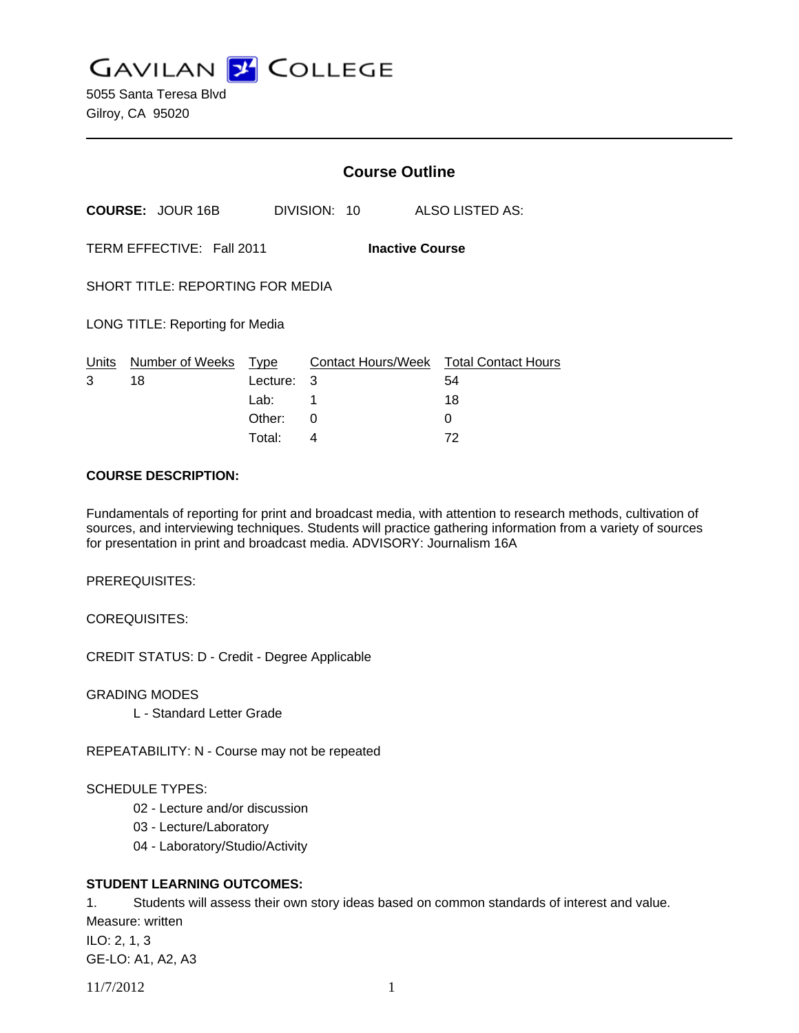# GAVILAN COLLEGE

5055 Santa Teresa Blvd
Gilroy, CA 95020

---

## Course Outline

**COURSE:** JOUR 16B DIVISION: 10 ALSO LISTED AS:

TERM EFFECTIVE: Fall 2011 **Inactive Course**

SHORT TITLE: REPORTING FOR MEDIA

LONG TITLE: Reporting for Media

| Units | Number of Weeks | Type | Contact Hours/Week | Total Contact Hours |
|---|---|---|---|---|
| 3 | 18 | Lecture: | 3 | 54 |
| | | Lab: | 1 | 18 |
| | | Other: | 0 | 0 |
| | | Total: | 4 | 72 |

**COURSE DESCRIPTION:**

Fundamentals of reporting for print and broadcast media, with attention to research methods, cultivation of sources, and interviewing techniques. Students will practice gathering information from a variety of sources for presentation in print and broadcast media. ADVISORY: Journalism 16A

PREREQUISITES:

COREQUISITES:

CREDIT STATUS: D - Credit - Degree Applicable

GRADING MODES

- L - Standard Letter Grade

REPEATABILITY: N - Course may not be repeated

SCHEDULE TYPES:

- 02 - Lecture and/or discussion
- 03 - Lecture/Laboratory
- 04 - Laboratory/Studio/Activity

**STUDENT LEARNING OUTCOMES:**

1. Students will assess their own story ideas based on common standards of interest and value.
Measure: written
ILO: 2, 1, 3
GE-LO: A1, A2, A3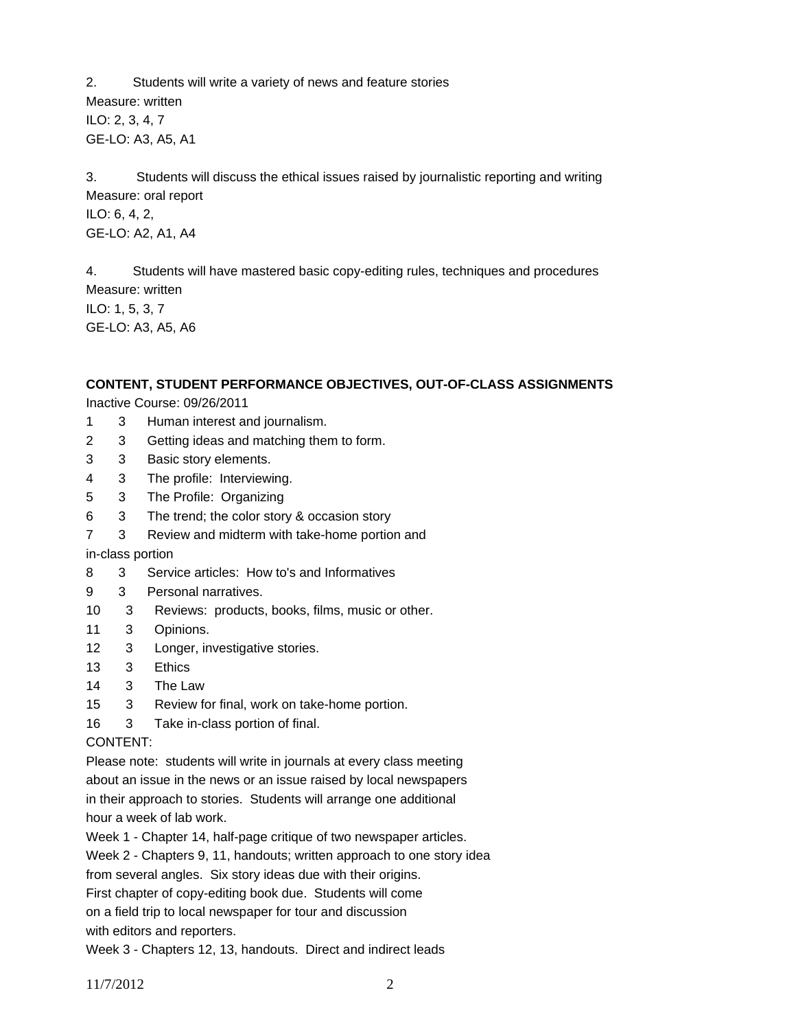2. Students will write a variety of news and feature stories
Measure: written
ILO: 2, 3, 4, 7
GE-LO: A3, A5, A1

3. Students will discuss the ethical issues raised by journalistic reporting and writing
Measure: oral report
ILO: 6, 4, 2,
GE-LO: A2, A1, A4

4. Students will have mastered basic copy-editing rules, techniques and procedures
Measure: written
ILO: 1, 5, 3, 7
GE-LO: A3, A5, A6

**CONTENT, STUDENT PERFORMANCE OBJECTIVES, OUT-OF-CLASS ASSIGNMENTS**

Inactive Course: 09/26/2011

1 3 Human interest and journalism.
2 3 Getting ideas and matching them to form.
3 3 Basic story elements.
4 3 The profile: Interviewing.
5 3 The Profile: Organizing
6 3 The trend; the color story & occasion story
7 3 Review and midterm with take-home portion and in-class portion
8 3 Service articles: How to's and Informatives
9 3 Personal narratives.
10 3 Reviews: products, books, films, music or other.
11 3 Opinions.
12 3 Longer, investigative stories.
13 3 Ethics
14 3 The Law
15 3 Review for final, work on take-home portion.
16 3 Take in-class portion of final.

CONTENT:

Please note: students will write in journals at every class meeting about an issue in the news or an issue raised by local newspapers in their approach to stories. Students will arrange one additional hour a week of lab work.

Week 1 - Chapter 14, half-page critique of two newspaper articles.

Week 2 - Chapters 9, 11, handouts; written approach to one story idea from several angles. Six story ideas due with their origins. First chapter of copy-editing book due. Students will come on a field trip to local newspaper for tour and discussion with editors and reporters.

Week 3 - Chapters 12, 13, handouts. Direct and indirect leads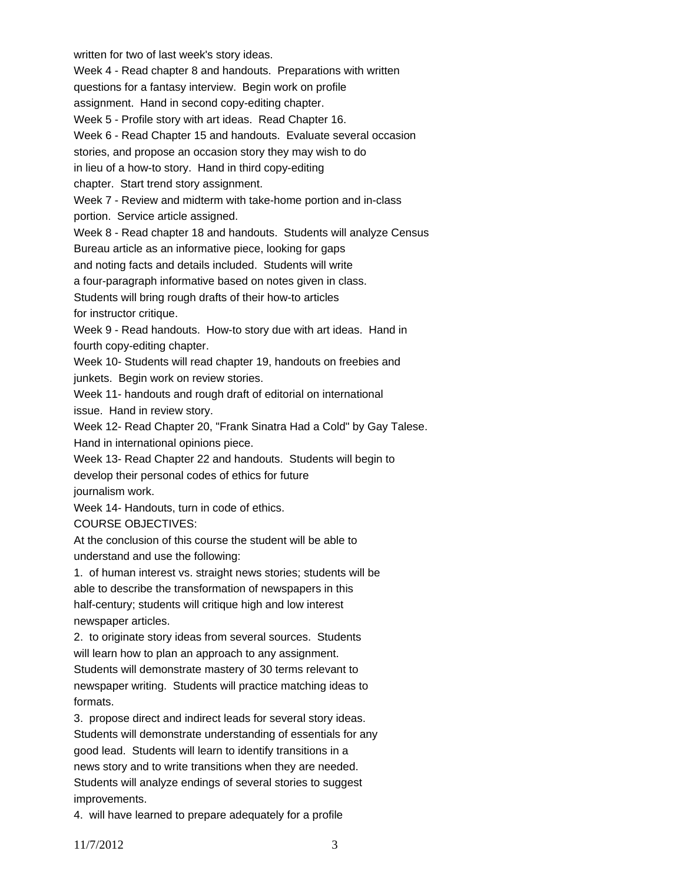written for two of last week's story ideas.

Week 4 - Read chapter 8 and handouts. Preparations with written questions for a fantasy interview. Begin work on profile assignment. Hand in second copy-editing chapter.

Week 5 - Profile story with art ideas. Read Chapter 16.

Week 6 - Read Chapter 15 and handouts. Evaluate several occasion stories, and propose an occasion story they may wish to do in lieu of a how-to story. Hand in third copy-editing chapter. Start trend story assignment.

Week 7 - Review and midterm with take-home portion and in-class portion. Service article assigned.

Week 8 - Read chapter 18 and handouts. Students will analyze Census Bureau article as an informative piece, looking for gaps and noting facts and details included. Students will write a four-paragraph informative based on notes given in class. Students will bring rough drafts of their how-to articles for instructor critique.

Week 9 - Read handouts. How-to story due with art ideas. Hand in fourth copy-editing chapter.

Week 10- Students will read chapter 19, handouts on freebies and junkets. Begin work on review stories.

Week 11- handouts and rough draft of editorial on international issue. Hand in review story.

Week 12- Read Chapter 20, "Frank Sinatra Had a Cold" by Gay Talese. Hand in international opinions piece.

Week 13- Read Chapter 22 and handouts. Students will begin to develop their personal codes of ethics for future journalism work.

Week 14- Handouts, turn in code of ethics.

COURSE OBJECTIVES:

At the conclusion of this course the student will be able to understand and use the following:

1. of human interest vs. straight news stories; students will be able to describe the transformation of newspapers in this half-century; students will critique high and low interest newspaper articles.

2. to originate story ideas from several sources. Students will learn how to plan an approach to any assignment. Students will demonstrate mastery of 30 terms relevant to newspaper writing. Students will practice matching ideas to formats.

3. propose direct and indirect leads for several story ideas. Students will demonstrate understanding of essentials for any good lead. Students will learn to identify transitions in a news story and to write transitions when they are needed. Students will analyze endings of several stories to suggest improvements.

4. will have learned to prepare adequately for a profile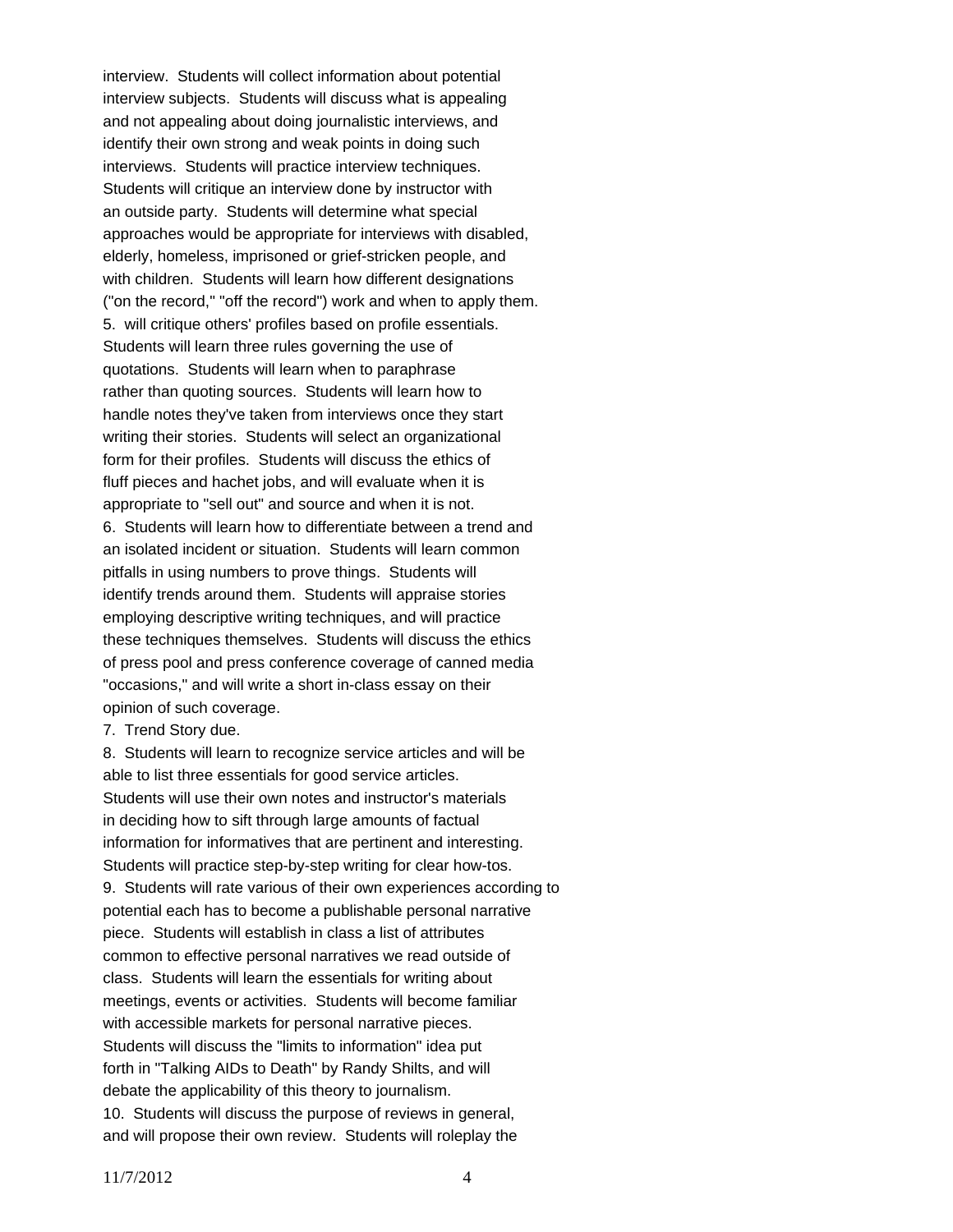interview. Students will collect information about potential interview subjects. Students will discuss what is appealing and not appealing about doing journalistic interviews, and identify their own strong and weak points in doing such interviews. Students will practice interview techniques. Students will critique an interview done by instructor with an outside party. Students will determine what special approaches would be appropriate for interviews with disabled, elderly, homeless, imprisoned or grief-stricken people, and with children. Students will learn how different designations ("on the record," "off the record") work and when to apply them.

5. will critique others' profiles based on profile essentials. Students will learn three rules governing the use of quotations. Students will learn when to paraphrase rather than quoting sources. Students will learn how to handle notes they've taken from interviews once they start writing their stories. Students will select an organizational form for their profiles. Students will discuss the ethics of fluff pieces and hachet jobs, and will evaluate when it is appropriate to "sell out" and source and when it is not.

6. Students will learn how to differentiate between a trend and an isolated incident or situation. Students will learn common pitfalls in using numbers to prove things. Students will identify trends around them. Students will appraise stories employing descriptive writing techniques, and will practice these techniques themselves. Students will discuss the ethics of press pool and press conference coverage of canned media "occasions," and will write a short in-class essay on their opinion of such coverage.

7. Trend Story due.

8. Students will learn to recognize service articles and will be able to list three essentials for good service articles. Students will use their own notes and instructor's materials in deciding how to sift through large amounts of factual information for informatives that are pertinent and interesting. Students will practice step-by-step writing for clear how-tos.

9. Students will rate various of their own experiences according to potential each has to become a publishable personal narrative piece. Students will establish in class a list of attributes common to effective personal narratives we read outside of class. Students will learn the essentials for writing about meetings, events or activities. Students will become familiar with accessible markets for personal narrative pieces. Students will discuss the "limits to information" idea put forth in "Talking AIDs to Death" by Randy Shilts, and will debate the applicability of this theory to journalism.

10. Students will discuss the purpose of reviews in general, and will propose their own review. Students will roleplay the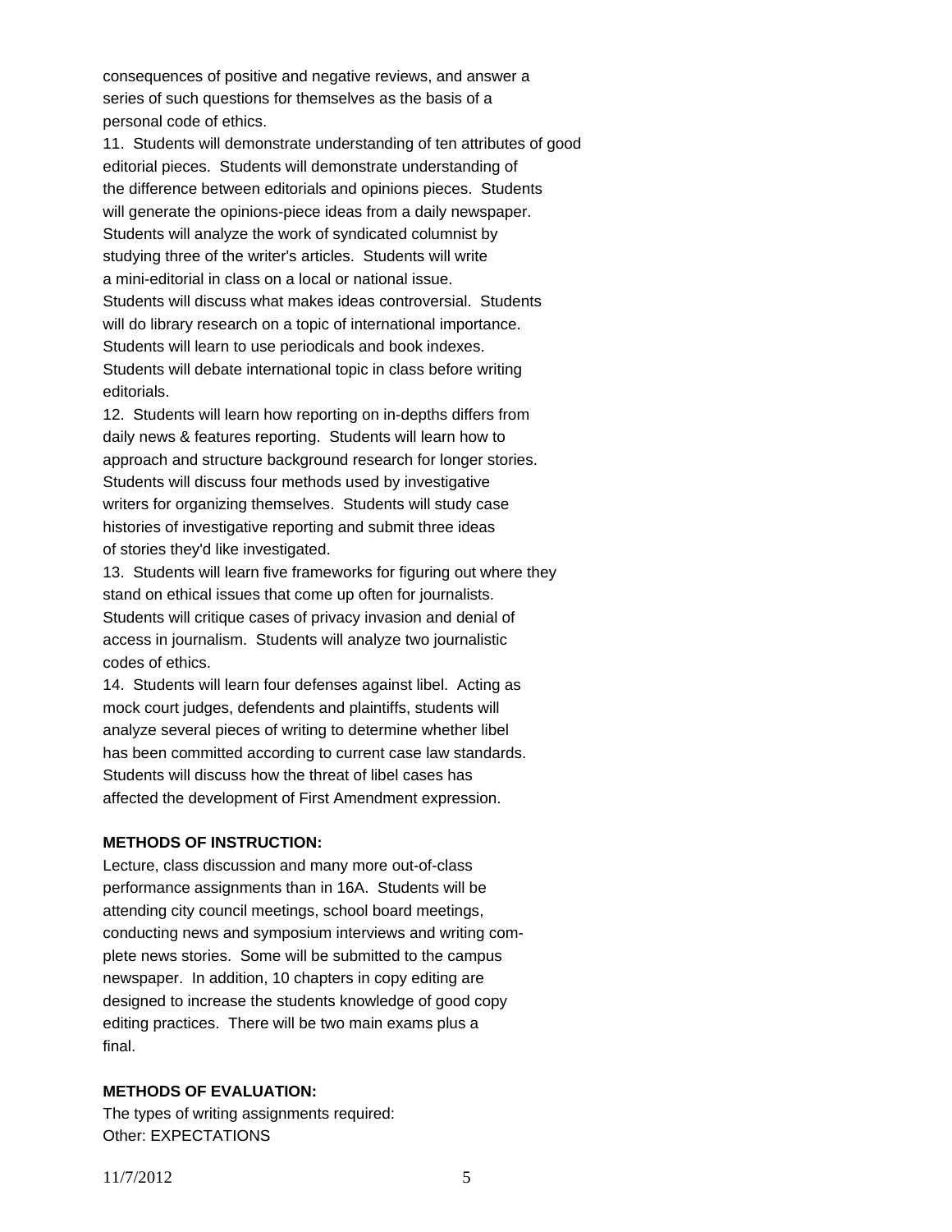consequences of positive and negative reviews, and answer a series of such questions for themselves as the basis of a personal code of ethics.

11. Students will demonstrate understanding of ten attributes of good editorial pieces. Students will demonstrate understanding of the difference between editorials and opinions pieces. Students will generate the opinions-piece ideas from a daily newspaper. Students will analyze the work of syndicated columnist by studying three of the writer's articles. Students will write a mini-editorial in class on a local or national issue. Students will discuss what makes ideas controversial. Students will do library research on a topic of international importance. Students will learn to use periodicals and book indexes. Students will debate international topic in class before writing editorials.

12. Students will learn how reporting on in-depths differs from daily news & features reporting. Students will learn how to approach and structure background research for longer stories. Students will discuss four methods used by investigative writers for organizing themselves. Students will study case histories of investigative reporting and submit three ideas of stories they'd like investigated.

13. Students will learn five frameworks for figuring out where they stand on ethical issues that come up often for journalists. Students will critique cases of privacy invasion and denial of access in journalism. Students will analyze two journalistic codes of ethics.

14. Students will learn four defenses against libel. Acting as mock court judges, defendents and plaintiffs, students will analyze several pieces of writing to determine whether libel has been committed according to current case law standards. Students will discuss how the threat of libel cases has affected the development of First Amendment expression.

**METHODS OF INSTRUCTION:**

Lecture, class discussion and many more out-of-class performance assignments than in 16A. Students will be attending city council meetings, school board meetings, conducting news and symposium interviews and writing complete news stories. Some will be submitted to the campus newspaper. In addition, 10 chapters in copy editing are designed to increase the students knowledge of good copy editing practices. There will be two main exams plus a final.

**METHODS OF EVALUATION:**

The types of writing assignments required:
Other: EXPECTATIONS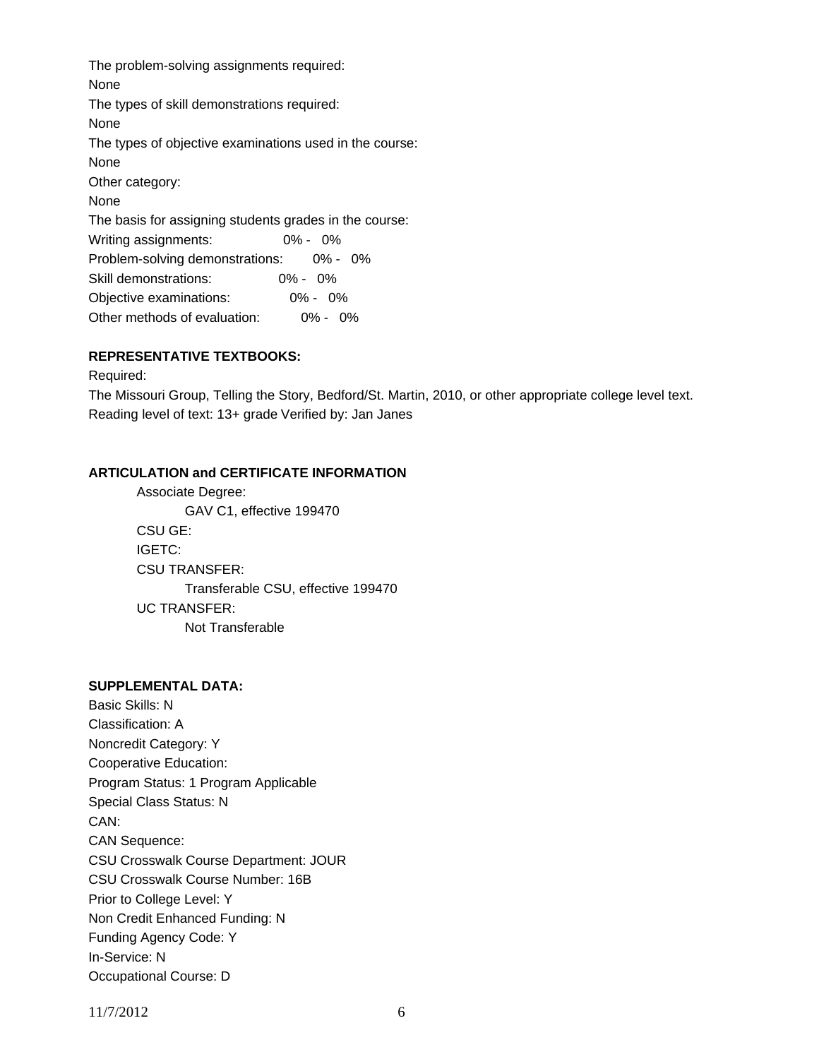The problem-solving assignments required:

None

The types of skill demonstrations required:

None

The types of objective examinations used in the course:

None

Other category:

None

The basis for assigning students grades in the course:

Writing assignments: 0% - 0%

Problem-solving demonstrations: 0% - 0%

Skill demonstrations: 0% - 0%

Objective examinations: 0% - 0%

Other methods of evaluation: 0% - 0%

**REPRESENTATIVE TEXTBOOKS:**

Required:

The Missouri Group, Telling the Story, Bedford/St. Martin, 2010, or other appropriate college level text.
Reading level of text: 13+ grade Verified by: Jan Janes

**ARTICULATION and CERTIFICATE INFORMATION**

Associate Degree:
- GAV C1, effective 199470

CSU GE:

IGETC:

CSU TRANSFER:
- Transferable CSU, effective 199470

UC TRANSFER:
- Not Transferable

**SUPPLEMENTAL DATA:**

Basic Skills: N

Classification: A

Noncredit Category: Y

Cooperative Education:

Program Status: 1 Program Applicable

Special Class Status: N

CAN:

CAN Sequence:

CSU Crosswalk Course Department: JOUR

CSU Crosswalk Course Number: 16B

Prior to College Level: Y

Non Credit Enhanced Funding: N

Funding Agency Code: Y

In-Service: N

Occupational Course: D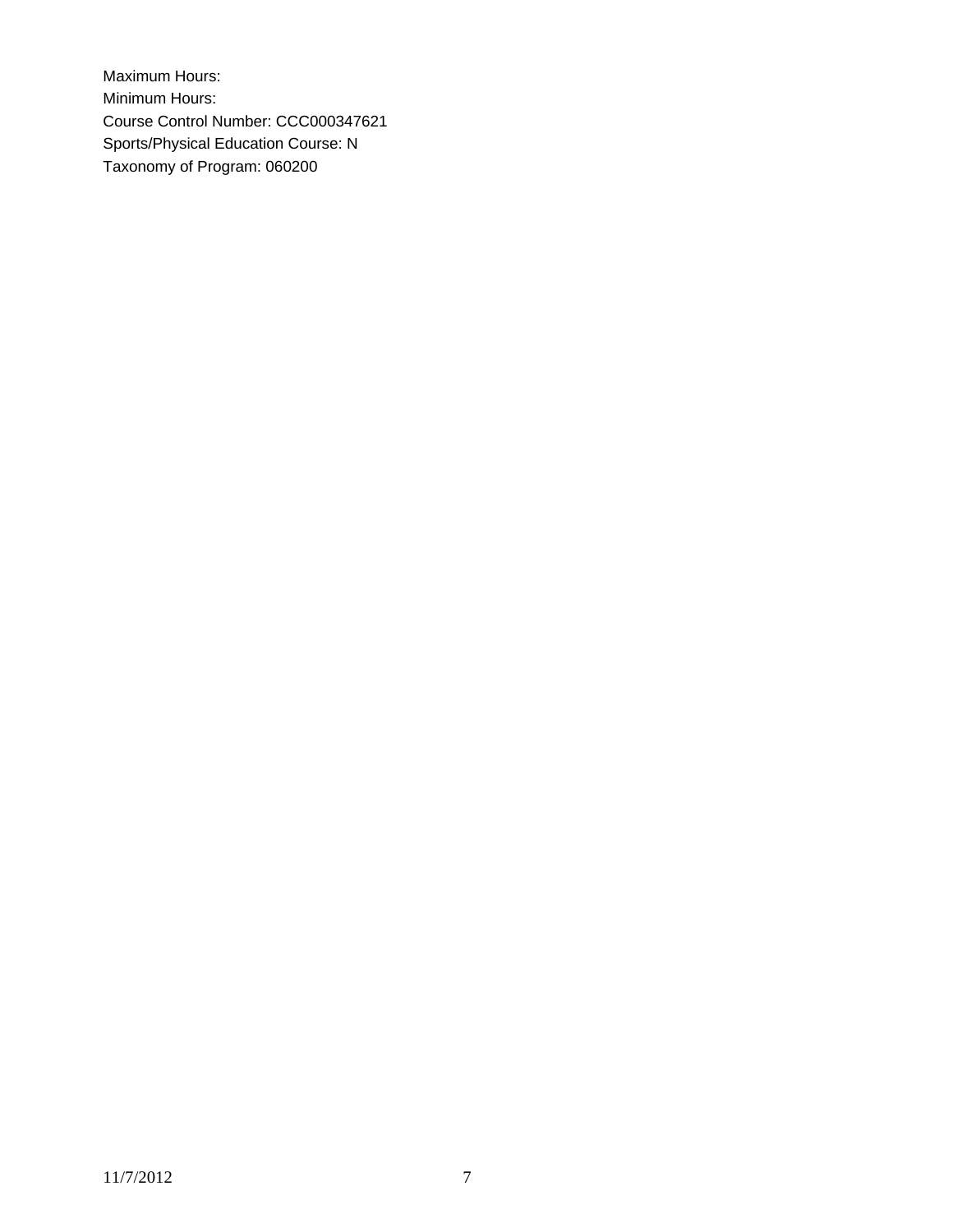Maximum Hours:

Minimum Hours:

Course Control Number: CCC000347621

Sports/Physical Education Course: N

Taxonomy of Program: 060200